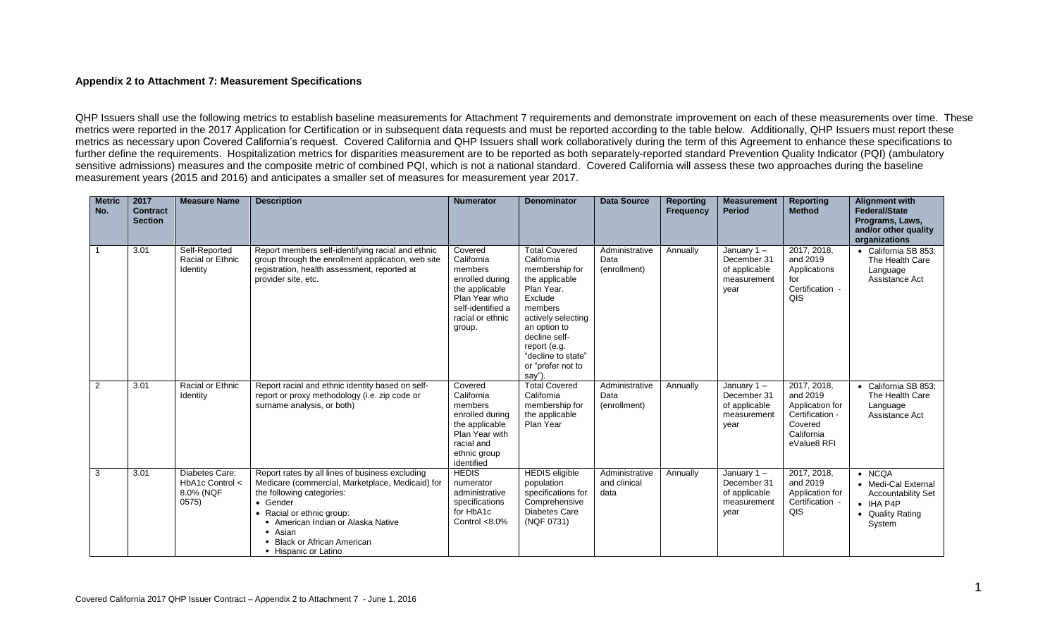**Appendix 2 to Attachment 7: Measurement Specifications**

QHP Issuers shall use the following metrics to establish baseline measurements for Attachment 7 requirements and demonstrate improvement on each of these measurements over time. These metrics were reported in the 2017 Application for Certification or in subsequent data requests and must be reported according to the table below. Additionally, QHP Issuers must report these metrics as necessary upon Covered California's request. Covered California and QHP Issuers shall work collaboratively during the term of this Agreement to enhance these specifications to further define the requirements. Hospitalization metrics for disparities measurement are to be reported as both separately-reported standard Prevention Quality Indicator (PQI) (ambulatory sensitive admissions) measures and the composite metric of combined PQI, which is not a national standard. Covered California will assess these two approaches during the baseline measurement years (2015 and 2016) and anticipates a smaller set of measures for measurement year 2017.

| Metric No. | 2017 Contract Section | Measure Name | Description | Numerator | Denominator | Data Source | Reporting Frequency | Measurement Period | Reporting Method | Alignment with Federal/State Programs, Laws, and/or other quality organizations |
|---|---|---|---|---|---|---|---|---|---|---|
| 1 | 3.01 | Self-Reported Racial or Ethnic Identity | Report members self-identifying racial and ethnic group through the enrollment application, web site registration, health assessment, reported at provider site, etc. | Covered California members enrolled during the applicable Plan Year who self-identified a racial or ethnic group. | Total Covered California membership for the applicable Plan Year. Exclude members actively selecting an option to decline self-report (e.g. "decline to state" or "prefer not to say"). | Administrative Data (enrollment) | Annually | January 1 – December 31 of applicable measurement year | 2017, 2018, and 2019 Applications for Certification - QIS | • California SB 853: The Health Care Language Assistance Act |
| 2 | 3.01 | Racial or Ethnic Identity | Report racial and ethnic identity based on self-report or proxy methodology (i.e. zip code or surname analysis, or both) | Covered California members enrolled during the applicable Plan Year with racial and ethnic group identified | Total Covered California membership for the applicable Plan Year | Administrative Data (enrollment) | Annually | January 1 – December 31 of applicable measurement year | 2017, 2018, and 2019 Application for Certification - Covered California eValue8 RFI | • California SB 853: The Health Care Language Assistance Act |
| 3 | 3.01 | Diabetes Care: HbA1c Control < 8.0% (NQF 0575) | Report rates by all lines of business excluding Medicare (commercial, Marketplace, Medicaid) for the following categories:<br>• Gender<br>• Racial or ethnic group:<br>▪ American Indian or Alaska Native<br>▪ Asian<br>▪ Black or African American<br>▪ Hispanic or Latino | HEDIS numerator administrative specifications for HbA1c Control <8.0% | HEDIS eligible population specifications for Comprehensive Diabetes Care (NQF 0731) | Administrative and clinical data | Annually | January 1 – December 31 of applicable measurement year | 2017, 2018, and 2019 Application for Certification - QIS | • NCQA<br>• Medi-Cal External Accountability Set<br>• IHA P4P<br>• Quality Rating System |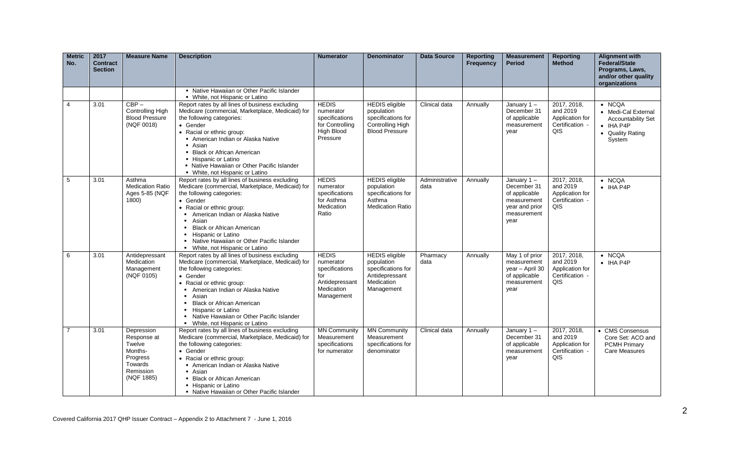| Metric No. | 2017 Contract Section | Measure Name | Description | Numerator | Denominator | Data Source | Reporting Frequency | Measurement Period | Reporting Method | Alignment with Federal/State Programs, Laws, and/or other quality organizations |
|---|---|---|---|---|---|---|---|---|---|---|
| | | | ▪ Native Hawaiian or Other Pacific Islander<br>▪ White, not Hispanic or Latino | | | | | | | |
| 4 | 3.01 | CBP – Controlling High Blood Pressure (NQF 0018) | Report rates by all lines of business excluding Medicare (commercial, Marketplace, Medicaid) for the following categories:<br>• Gender<br>• Racial or ethnic group:<br>▪ American Indian or Alaska Native<br>▪ Asian<br>▪ Black or African American<br>▪ Hispanic or Latino<br>▪ Native Hawaiian or Other Pacific Islander<br>▪ White, not Hispanic or Latino | HEDIS numerator specifications for Controlling High Blood Pressure | HEDIS eligible population specifications for Controlling High Blood Pressure | Clinical data | Annually | January 1 – December 31 of applicable measurement year | 2017, 2018, and 2019 Application for Certification - QIS | • NCQA<br>• Medi-Cal External Accountability Set<br>• IHA P4P<br>• Quality Rating System |
| 5 | 3.01 | Asthma Medication Ratio Ages 5-85 (NQF 1800) | Report rates by all lines of business excluding Medicare (commercial, Marketplace, Medicaid) for the following categories:<br>• Gender<br>• Racial or ethnic group:<br>▪ American Indian or Alaska Native<br>▪ Asian<br>▪ Black or African American<br>▪ Hispanic or Latino<br>▪ Native Hawaiian or Other Pacific Islander<br>▪ White, not Hispanic or Latino | HEDIS numerator specifications for Asthma Medication Ratio | HEDIS eligible population specifications for Asthma Medication Ratio | Administrative data | Annually | January 1 – December 31 of applicable measurement year and prior measurement year | 2017, 2018, and 2019 Application for Certification - QIS | • NCQA<br>• IHA P4P |
| 6 | 3.01 | Antidepressant Medication Management (NQF 0105) | Report rates by all lines of business excluding Medicare (commercial, Marketplace, Medicaid) for the following categories:<br>• Gender<br>• Racial or ethnic group:<br>▪ American Indian or Alaska Native<br>▪ Asian<br>▪ Black or African American<br>▪ Hispanic or Latino<br>▪ Native Hawaiian or Other Pacific Islander<br>▪ White, not Hispanic or Latino | HEDIS numerator specifications for Antidepressant Medication Management | HEDIS eligible population specifications for Antidepressant Medication Management | Pharmacy data | Annually | May 1 of prior measurement year – April 30 of applicable measurement year | 2017, 2018, and 2019 Application for Certification - QIS | • NCQA<br>• IHA P4P |
| 7 | 3.01 | Depression Response at Twelve Months- Progress Towards Remission (NQF 1885) | Report rates by all lines of business excluding Medicare (commercial, Marketplace, Medicaid) for the following categories:<br>• Gender<br>• Racial or ethnic group:<br>▪ American Indian or Alaska Native<br>▪ Asian<br>▪ Black or African American<br>▪ Hispanic or Latino<br>▪ Native Hawaiian or Other Pacific Islander | MN Community Measurement specifications for numerator | MN Community Measurement specifications for denominator | Clinical data | Annually | January 1 – December 31 of applicable measurement year | 2017, 2018, and 2019 Application for Certification - QIS | • CMS Consensus Core Set: ACO and PCMH Primary Care Measures |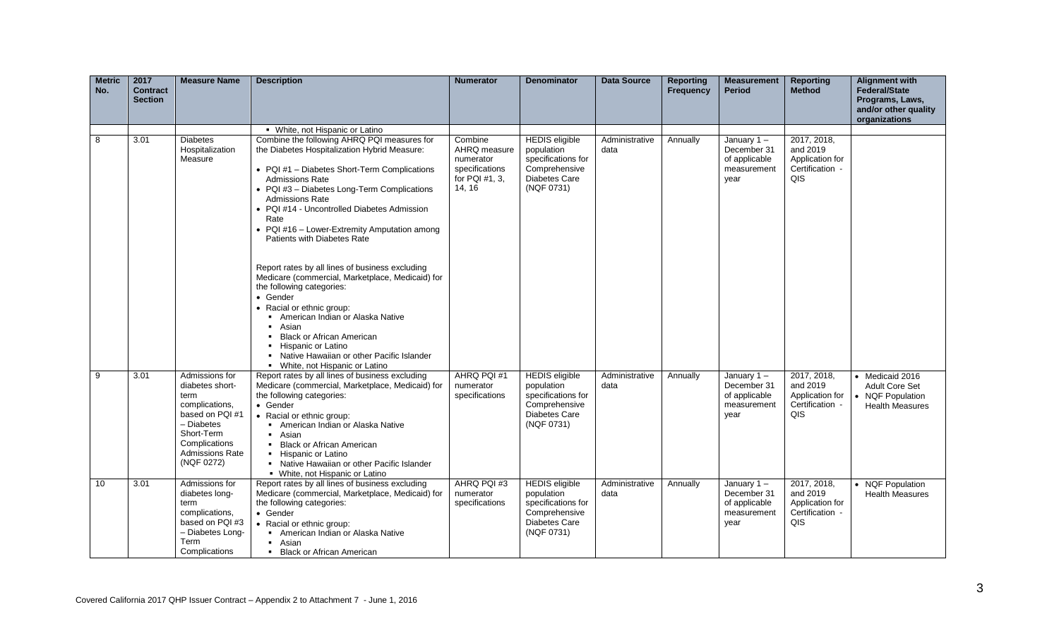| Metric No. | 2017 Contract Section | Measure Name | Description | Numerator | Denominator | Data Source | Reporting Frequency | Measurement Period | Reporting Method | Alignment with Federal/State Programs, Laws, and/or other quality organizations |
|---|---|---|---|---|---|---|---|---|---|---|
| | | | ▪ White, not Hispanic or Latino | | | | | | | |
| 8 | 3.01 | Diabetes Hospitalization Measure | Combine the following AHRQ PQI measures for the Diabetes Hospitalization Hybrid Measure:<br>• PQI #1 – Diabetes Short-Term Complications Admissions Rate<br>• PQI #3 – Diabetes Long-Term Complications Admissions Rate<br>• PQI #14 - Uncontrolled Diabetes Admission Rate<br>• PQI #16 – Lower-Extremity Amputation among Patients with Diabetes Rate<br><br>Report rates by all lines of business excluding Medicare (commercial, Marketplace, Medicaid) for the following categories:<br>• Gender<br>• Racial or ethnic group:<br>▪ American Indian or Alaska Native<br>▪ Asian<br>▪ Black or African American<br>▪ Hispanic or Latino<br>▪ Native Hawaiian or other Pacific Islander<br>▪ White, not Hispanic or Latino | Combine AHRQ measure numerator specifications for PQI #1, 3, 14, 16 | HEDIS eligible population specifications for Comprehensive Diabetes Care (NQF 0731) | Administrative data | Annually | January 1 – December 31 of applicable measurement year | 2017, 2018, and 2019 Application for Certification - QIS | |
| 9 | 3.01 | Admissions for diabetes short-term complications, based on PQI #1 – Diabetes Short-Term Complications Admissions Rate (NQF 0272) | Report rates by all lines of business excluding Medicare (commercial, Marketplace, Medicaid) for the following categories:<br>• Gender<br>• Racial or ethnic group:<br>▪ American Indian or Alaska Native<br>▪ Asian<br>▪ Black or African American<br>▪ Hispanic or Latino<br>▪ Native Hawaiian or other Pacific Islander<br>▪ White, not Hispanic or Latino | AHRQ PQI #1 numerator specifications | HEDIS eligible population specifications for Comprehensive Diabetes Care (NQF 0731) | Administrative data | Annually | January 1 – December 31 of applicable measurement year | 2017, 2018, and 2019 Application for Certification - QIS | • Medicaid 2016 Adult Core Set<br>• NQF Population Health Measures |
| 10 | 3.01 | Admissions for diabetes long-term complications, based on PQI #3 – Diabetes Long-Term Complications | Report rates by all lines of business excluding Medicare (commercial, Marketplace, Medicaid) for the following categories:<br>• Gender<br>• Racial or ethnic group:<br>▪ American Indian or Alaska Native<br>▪ Asian<br>▪ Black or African American | AHRQ PQI #3 numerator specifications | HEDIS eligible population specifications for Comprehensive Diabetes Care (NQF 0731) | Administrative data | Annually | January 1 – December 31 of applicable measurement year | 2017, 2018, and 2019 Application for Certification - QIS | • NQF Population Health Measures |

Covered California 2017 QHP Issuer Contract – Appendix 2 to Attachment 7 - June 1, 2016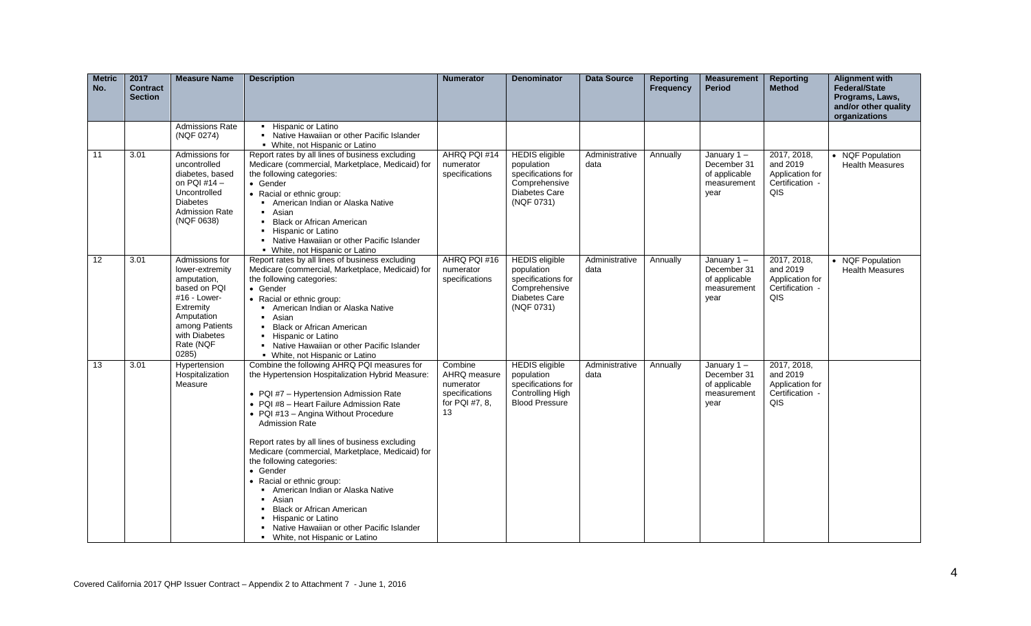| Metric No. | 2017 Contract Section | Measure Name | Description | Numerator | Denominator | Data Source | Reporting Frequency | Measurement Period | Reporting Method | Alignment with Federal/State Programs, Laws, and/or other quality organizations |
|---|---|---|---|---|---|---|---|---|---|---|
| | | Admissions Rate (NQF 0274) | ▪ Hispanic or Latino<br>▪ Native Hawaiian or other Pacific Islander<br>▪ White, not Hispanic or Latino | | | | | | | |
| 11 | 3.01 | Admissions for uncontrolled diabetes, based on PQI #14 – Uncontrolled Diabetes Admission Rate (NQF 0638) | Report rates by all lines of business excluding Medicare (commercial, Marketplace, Medicaid) for the following categories:<br>• Gender<br>• Racial or ethnic group:<br>▪ American Indian or Alaska Native<br>▪ Asian<br>▪ Black or African American<br>▪ Hispanic or Latino<br>▪ Native Hawaiian or other Pacific Islander<br>▪ White, not Hispanic or Latino | AHRQ PQI #14 numerator specifications | HEDIS eligible population specifications for Comprehensive Diabetes Care (NQF 0731) | Administrative data | Annually | January 1 – December 31 of applicable measurement year | 2017, 2018, and 2019 Application for Certification - QIS | • NQF Population Health Measures |
| 12 | 3.01 | Admissions for lower-extremity amputation, based on PQI #16 - Lower-Extremity Amputation among Patients with Diabetes Rate (NQF 0285) | Report rates by all lines of business excluding Medicare (commercial, Marketplace, Medicaid) for the following categories:<br>• Gender<br>• Racial or ethnic group:<br>▪ American Indian or Alaska Native<br>▪ Asian<br>▪ Black or African American<br>▪ Hispanic or Latino<br>▪ Native Hawaiian or other Pacific Islander<br>▪ White, not Hispanic or Latino | AHRQ PQI #16 numerator specifications | HEDIS eligible population specifications for Comprehensive Diabetes Care (NQF 0731) | Administrative data | Annually | January 1 – December 31 of applicable measurement year | 2017, 2018, and 2019 Application for Certification - QIS | • NQF Population Health Measures |
| 13 | 3.01 | Hypertension Hospitalization Measure | Combine the following AHRQ PQI measures for the Hypertension Hospitalization Hybrid Measure:<br>• PQI #7 – Hypertension Admission Rate<br>• PQI #8 – Heart Failure Admission Rate<br>• PQI #13 – Angina Without Procedure Admission Rate<br><br>Report rates by all lines of business excluding Medicare (commercial, Marketplace, Medicaid) for the following categories:<br>• Gender<br>• Racial or ethnic group:<br>▪ American Indian or Alaska Native<br>▪ Asian<br>▪ Black or African American<br>▪ Hispanic or Latino<br>▪ Native Hawaiian or other Pacific Islander<br>▪ White, not Hispanic or Latino | Combine AHRQ measure numerator specifications for PQI #7, 8, 13 | HEDIS eligible population specifications for Controlling High Blood Pressure | Administrative data | Annually | January 1 – December 31 of applicable measurement year | 2017, 2018, and 2019 Application for Certification - QIS | |

Covered California 2017 QHP Issuer Contract – Appendix 2 to Attachment 7 - June 1, 2016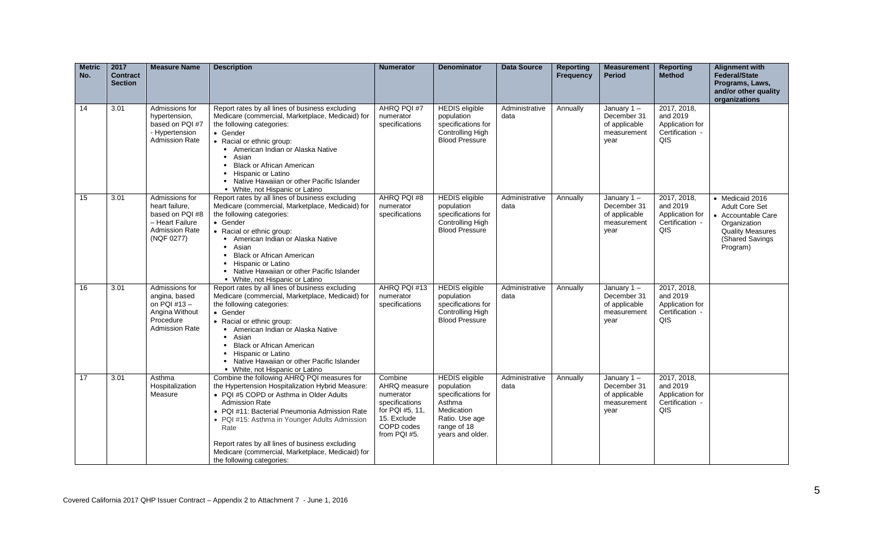| Metric No. | 2017 Contract Section | Measure Name | Description | Numerator | Denominator | Data Source | Reporting Frequency | Measurement Period | Reporting Method | Alignment with Federal/State Programs, Laws, and/or other quality organizations |
|---|---|---|---|---|---|---|---|---|---|---|
| 14 | 3.01 | Admissions for hypertension, based on PQI #7 - Hypertension Admission Rate | Report rates by all lines of business excluding Medicare (commercial, Marketplace, Medicaid) for the following categories: <br>• Gender <br>• Racial or ethnic group: <br>▪ American Indian or Alaska Native <br>▪ Asian <br>▪ Black or African American <br>▪ Hispanic or Latino <br>▪ Native Hawaiian or other Pacific Islander <br>▪ White, not Hispanic or Latino | AHRQ PQI #7 numerator specifications | HEDIS eligible population specifications for Controlling High Blood Pressure | Administrative data | Annually | January 1 – December 31 of applicable measurement year | 2017, 2018, and 2019 Application for Certification - QIS | |
| 15 | 3.01 | Admissions for heart failure, based on PQI #8 – Heart Failure Admission Rate (NQF 0277) | Report rates by all lines of business excluding Medicare (commercial, Marketplace, Medicaid) for the following categories: <br>• Gender <br>• Racial or ethnic group: <br>▪ American Indian or Alaska Native <br>▪ Asian <br>▪ Black or African American <br>▪ Hispanic or Latino <br>▪ Native Hawaiian or other Pacific Islander <br>▪ White, not Hispanic or Latino | AHRQ PQI #8 numerator specifications | HEDIS eligible population specifications for Controlling High Blood Pressure | Administrative data | Annually | January 1 – December 31 of applicable measurement year | 2017, 2018, and 2019 Application for Certification - QIS | • Medicaid 2016 Adult Core Set <br>• Accountable Care Organization Quality Measures (Shared Savings Program) |
| 16 | 3.01 | Admissions for angina, based on PQI #13 – Angina Without Procedure Admission Rate | Report rates by all lines of business excluding Medicare (commercial, Marketplace, Medicaid) for the following categories: <br>• Gender <br>• Racial or ethnic group: <br>▪ American Indian or Alaska Native <br>▪ Asian <br>▪ Black or African American <br>▪ Hispanic or Latino <br>▪ Native Hawaiian or other Pacific Islander <br>▪ White, not Hispanic or Latino | AHRQ PQI #13 numerator specifications | HEDIS eligible population specifications for Controlling High Blood Pressure | Administrative data | Annually | January 1 – December 31 of applicable measurement year | 2017, 2018, and 2019 Application for Certification - QIS | |
| 17 | 3.01 | Asthma Hospitalization Measure | Combine the following AHRQ PQI measures for the Hypertension Hospitalization Hybrid Measure: <br>• PQI #5 COPD or Asthma in Older Adults Admission Rate <br>• PQI #11: Bacterial Pneumonia Admission Rate <br>• PQI #15: Asthma in Younger Adults Admission Rate <br><br>Report rates by all lines of business excluding Medicare (commercial, Marketplace, Medicaid) for the following categories: | Combine AHRQ measure numerator specifications for PQI #5, 11, 15. Exclude COPD codes from PQI #5. | HEDIS eligible population specifications for Asthma Medication Ratio. Use age range of 18 years and older. | Administrative data | Annually | January 1 – December 31 of applicable measurement year | 2017, 2018, and 2019 Application for Certification - QIS | |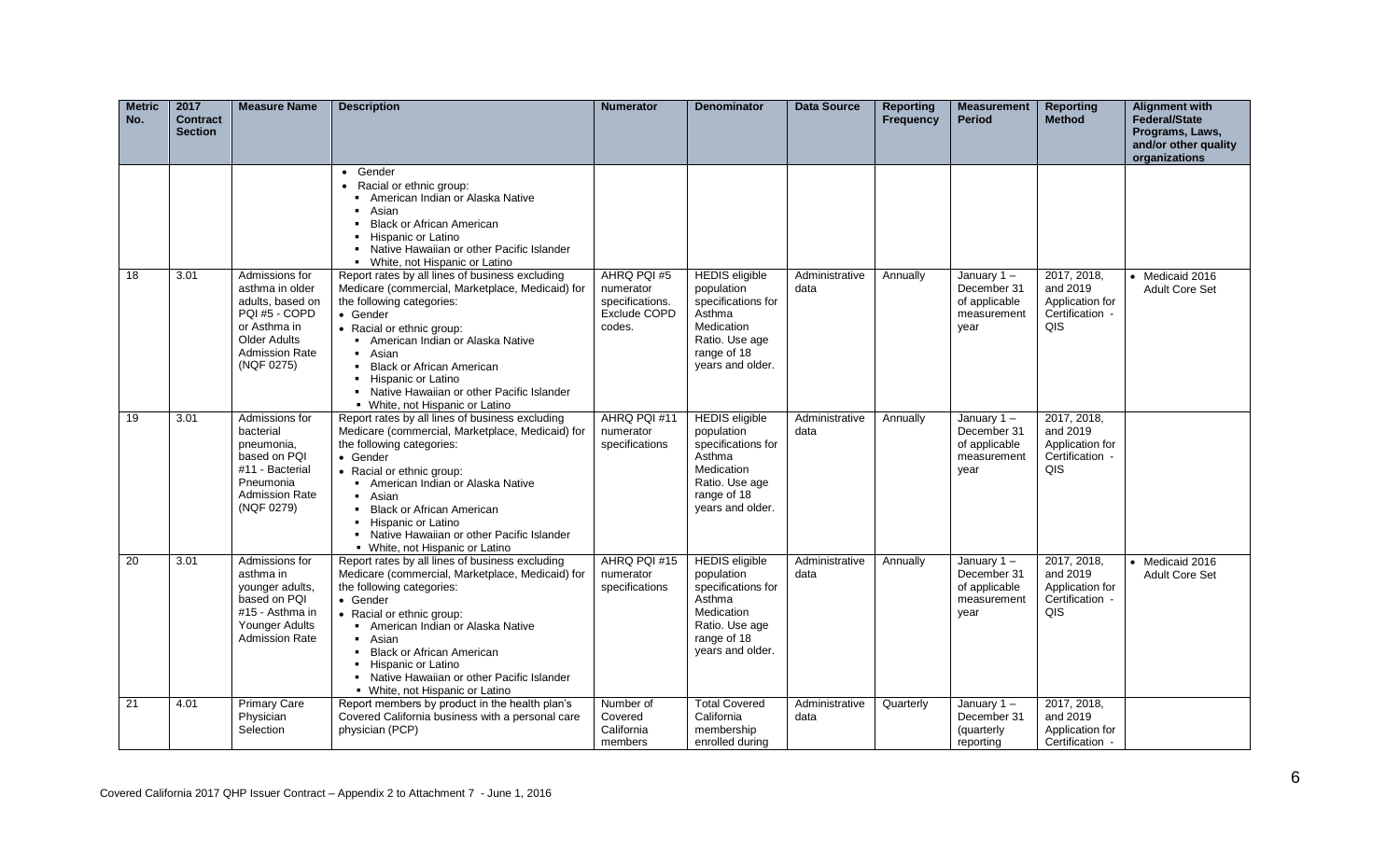| Metric No. | 2017 Contract Section | Measure Name | Description | Numerator | Denominator | Data Source | Reporting Frequency | Measurement Period | Reporting Method | Alignment with Federal/State Programs, Laws, and/or other quality organizations |
|---|---|---|---|---|---|---|---|---|---|---|
| | | | • Gender<br>• Racial or ethnic group:<br>▪ American Indian or Alaska Native<br>▪ Asian<br>▪ Black or African American<br>▪ Hispanic or Latino<br>▪ Native Hawaiian or other Pacific Islander<br>▪ White, not Hispanic or Latino | | | | | | | |
| 18 | 3.01 | Admissions for asthma in older adults, based on PQI #5 - COPD or Asthma in Older Adults Admission Rate (NQF 0275) | Report rates by all lines of business excluding Medicare (commercial, Marketplace, Medicaid) for the following categories:<br>• Gender<br>• Racial or ethnic group:<br>▪ American Indian or Alaska Native<br>▪ Asian<br>▪ Black or African American<br>▪ Hispanic or Latino<br>▪ Native Hawaiian or other Pacific Islander<br>▪ White, not Hispanic or Latino | AHRQ PQI #5 numerator specifications. Exclude COPD codes. | HEDIS eligible population specifications for Asthma Medication Ratio. Use age range of 18 years and older. | Administrative data | Annually | January 1 – December 31 of applicable measurement year | 2017, 2018, and 2019 Application for Certification - QIS | • Medicaid 2016 Adult Core Set |
| 19 | 3.01 | Admissions for bacterial pneumonia, based on PQI #11 - Bacterial Pneumonia Admission Rate (NQF 0279) | Report rates by all lines of business excluding Medicare (commercial, Marketplace, Medicaid) for the following categories:<br>• Gender<br>• Racial or ethnic group:<br>▪ American Indian or Alaska Native<br>▪ Asian<br>▪ Black or African American<br>▪ Hispanic or Latino<br>▪ Native Hawaiian or other Pacific Islander<br>▪ White, not Hispanic or Latino | AHRQ PQI #11 numerator specifications | HEDIS eligible population specifications for Asthma Medication Ratio. Use age range of 18 years and older. | Administrative data | Annually | January 1 – December 31 of applicable measurement year | 2017, 2018, and 2019 Application for Certification - QIS | |
| 20 | 3.01 | Admissions for asthma in younger adults, based on PQI #15 - Asthma in Younger Adults Admission Rate | Report rates by all lines of business excluding Medicare (commercial, Marketplace, Medicaid) for the following categories:<br>• Gender<br>• Racial or ethnic group:<br>▪ American Indian or Alaska Native<br>▪ Asian<br>▪ Black or African American<br>▪ Hispanic or Latino<br>▪ Native Hawaiian or other Pacific Islander<br>▪ White, not Hispanic or Latino | AHRQ PQI #15 numerator specifications | HEDIS eligible population specifications for Asthma Medication Ratio. Use age range of 18 years and older. | Administrative data | Annually | January 1 – December 31 of applicable measurement year | 2017, 2018, and 2019 Application for Certification - QIS | • Medicaid 2016 Adult Core Set |
| 21 | 4.01 | Primary Care Physician Selection | Report members by product in the health plan's Covered California business with a personal care physician (PCP) | Number of Covered California members | Total Covered California membership enrolled during | Administrative data | Quarterly | January 1 – December 31 (quarterly reporting | 2017, 2018, and 2019 Application for Certification - | |

Covered California 2017 QHP Issuer Contract – Appendix 2 to Attachment 7 - June 1, 2016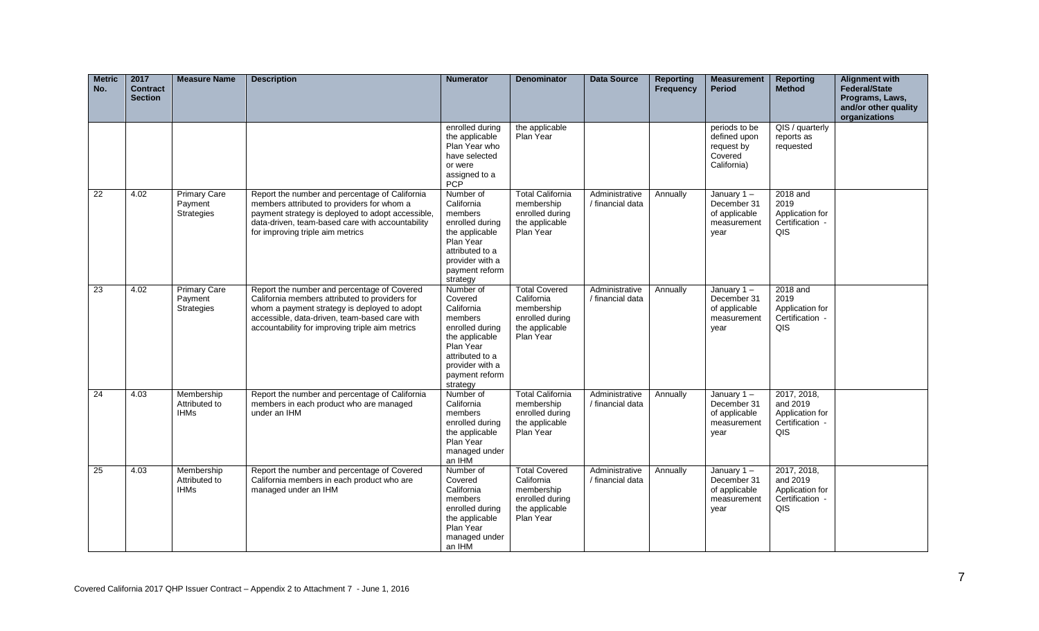| Metric No. | 2017 Contract Section | Measure Name | Description | Numerator | Denominator | Data Source | Reporting Frequency | Measurement Period | Reporting Method | Alignment with Federal/State Programs, Laws, and/or other quality organizations |
|---|---|---|---|---|---|---|---|---|---|---|
| | | | | enrolled during the applicable Plan Year who have selected or were assigned to a PCP | the applicable Plan Year | | | periods to be defined upon request by Covered California) | QIS / quarterly reports as requested | |
| 22 | 4.02 | Primary Care Payment Strategies | Report the number and percentage of California members attributed to providers for whom a payment strategy is deployed to adopt accessible, data-driven, team-based care with accountability for improving triple aim metrics | Number of California members enrolled during the applicable Plan Year attributed to a provider with a payment reform strategy | Total California membership enrolled during the applicable Plan Year | Administrative / financial data | Annually | January 1 – December 31 of applicable measurement year | 2018 and 2019 Application for Certification - QIS | |
| 23 | 4.02 | Primary Care Payment Strategies | Report the number and percentage of Covered California members attributed to providers for whom a payment strategy is deployed to adopt accessible, data-driven, team-based care with accountability for improving triple aim metrics | Number of Covered California members enrolled during the applicable Plan Year attributed to a provider with a payment reform strategy | Total Covered California membership enrolled during the applicable Plan Year | Administrative / financial data | Annually | January 1 – December 31 of applicable measurement year | 2018 and 2019 Application for Certification - QIS | |
| 24 | 4.03 | Membership Attributed to IHMs | Report the number and percentage of California members in each product who are managed under an IHM | Number of California members enrolled during the applicable Plan Year managed under an IHM | Total California membership enrolled during the applicable Plan Year | Administrative / financial data | Annually | January 1 – December 31 of applicable measurement year | 2017, 2018, and 2019 Application for Certification - QIS | |
| 25 | 4.03 | Membership Attributed to IHMs | Report the number and percentage of Covered California members in each product who are managed under an IHM | Number of Covered California members enrolled during the applicable Plan Year managed under an IHM | Total Covered California membership enrolled during the applicable Plan Year | Administrative / financial data | Annually | January 1 – December 31 of applicable measurement year | 2017, 2018, and 2019 Application for Certification - QIS | |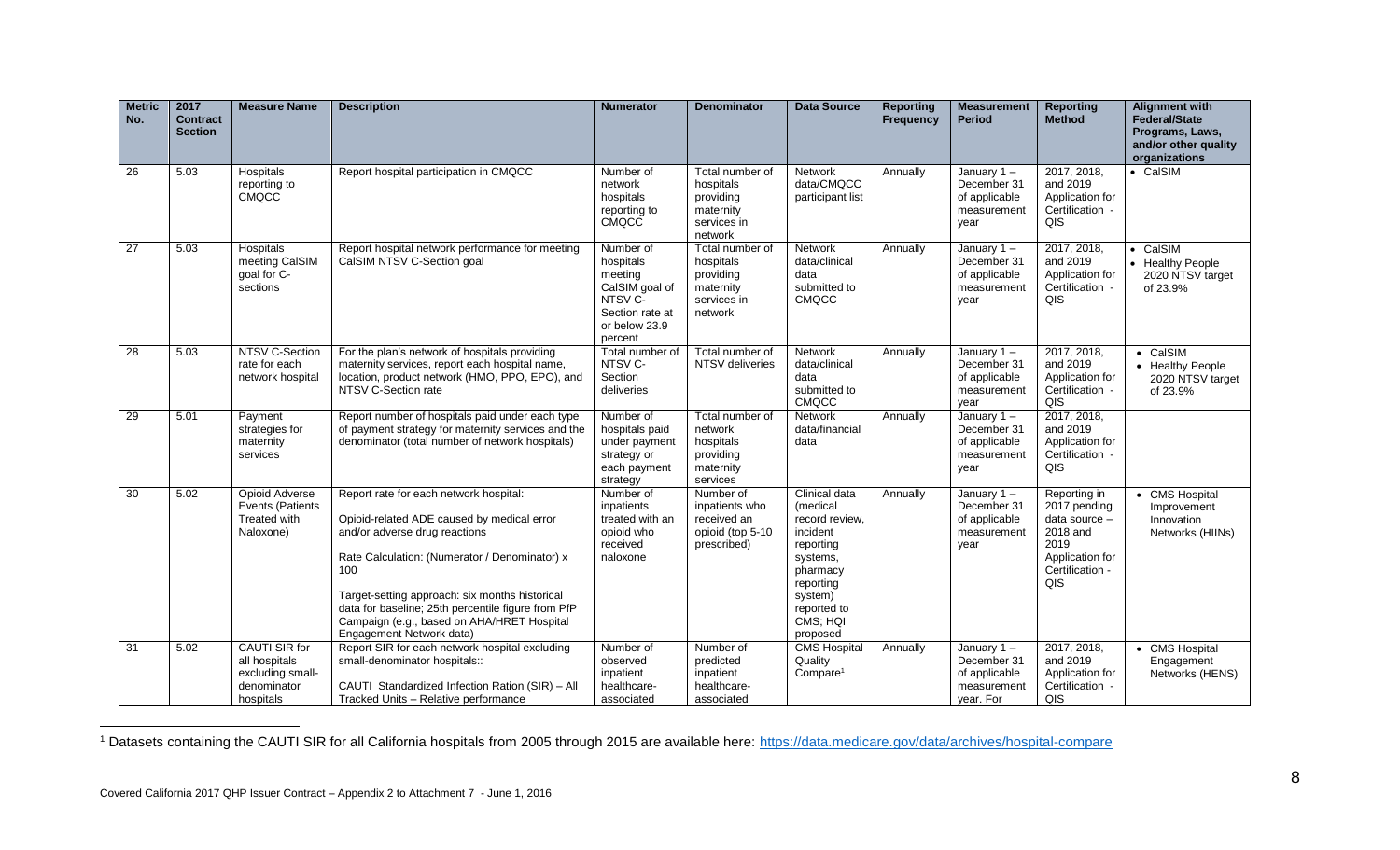| Metric No. | 2017 Contract Section | Measure Name | Description | Numerator | Denominator | Data Source | Reporting Frequency | Measurement Period | Reporting Method | Alignment with Federal/State Programs, Laws, and/or other quality organizations |
|---|---|---|---|---|---|---|---|---|---|---|
| 26 | 5.03 | Hospitals reporting to CMQCC | Report hospital participation in CMQCC | Number of network hospitals reporting to CMQCC | Total number of hospitals providing maternity services in network | Network data/CMQCC participant list | Annually | January 1 – December 31 of applicable measurement year | 2017, 2018, and 2019 Application for Certification - QIS | • CalSIM |
| 27 | 5.03 | Hospitals meeting CalSIM goal for C-sections | Report hospital network performance for meeting CalSIM NTSV C-Section goal | Number of hospitals meeting CalSIM goal of NTSV C-Section rate at or below 23.9 percent | Total number of hospitals providing maternity services in network | Network data/clinical data submitted to CMQCC | Annually | January 1 – December 31 of applicable measurement year | 2017, 2018, and 2019 Application for Certification - QIS | • CalSIM<br>• Healthy People 2020 NTSV target of 23.9% |
| 28 | 5.03 | NTSV C-Section rate for each network hospital | For the plan's network of hospitals providing maternity services, report each hospital name, location, product network (HMO, PPO, EPO), and NTSV C-Section rate | Total number of NTSV C-Section deliveries | Total number of NTSV deliveries | Network data/clinical data submitted to CMQCC | Annually | January 1 – December 31 of applicable measurement year | 2017, 2018, and 2019 Application for Certification - QIS | • CalSIM<br>• Healthy People 2020 NTSV target of 23.9% |
| 29 | 5.01 | Payment strategies for maternity services | Report number of hospitals paid under each type of payment strategy for maternity services and the denominator (total number of network hospitals) | Number of hospitals paid under payment strategy or each payment strategy | Total number of network hospitals providing maternity services | Network data/financial data | Annually | January 1 – December 31 of applicable measurement year | 2017, 2018, and 2019 Application for Certification - QIS | |
| 30 | 5.02 | Opioid Adverse Events (Patients Treated with Naloxone) | Report rate for each network hospital:<br><br>Opioid-related ADE caused by medical error and/or adverse drug reactions<br><br>Rate Calculation: (Numerator / Denominator) x 100<br><br>Target-setting approach: six months historical data for baseline; 25th percentile figure from PfP Campaign (e.g., based on AHA/HRET Hospital Engagement Network data) | Number of inpatients treated with an opioid who received naloxone | Number of inpatients who received an opioid (top 5-10 prescribed) | Clinical data (medical record review, incident reporting systems, pharmacy reporting system) reported to CMS; HQI proposed | Annually | January 1 – December 31 of applicable measurement year | Reporting in 2017 pending data source – 2018 and 2019 Application for Certification - QIS | • CMS Hospital Improvement Innovation Networks (HIINs) |
| 31 | 5.02 | CAUTI SIR for all hospitals excluding small-denominator hospitals | Report SIR for each network hospital excluding small-denominator hospitals::<br><br>CAUTI Standardized Infection Ration (SIR) – All Tracked Units – Relative performance | Number of observed inpatient healthcare-associated | Number of predicted inpatient healthcare-associated | CMS Hospital Quality Compare[1] | Annually | January 1 – December 31 of applicable measurement year. For | 2017, 2018, and 2019 Application for Certification - QIS | • CMS Hospital Engagement Networks (HENS) |

[1] Datasets containing the CAUTI SIR for all California hospitals from 2005 through 2015 are available here: https://data.medicare.gov/data/archives/hospital-compare

Covered California 2017 QHP Issuer Contract – Appendix 2 to Attachment 7 - June 1, 2016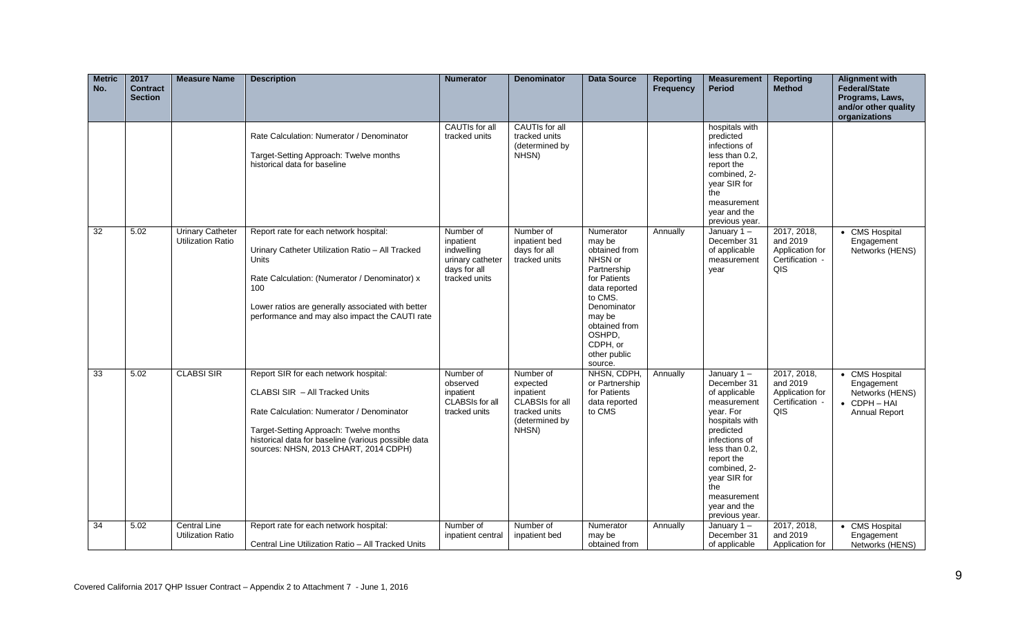| Metric No. | 2017 Contract Section | Measure Name | Description | Numerator | Denominator | Data Source | Reporting Frequency | Measurement Period | Reporting Method | Alignment with Federal/State Programs, Laws, and/or other quality organizations |
|---|---|---|---|---|---|---|---|---|---|---|
| | | | Rate Calculation: Numerator / Denominator<br><br>Target-Setting Approach: Twelve months historical data for baseline | CAUTIs for all tracked units | CAUTIs for all tracked units (determined by NHSN) | | | hospitals with predicted infections of less than 0.2, report the combined, 2-year SIR for the measurement year and the previous year. | | |
| 32 | 5.02 | Urinary Catheter Utilization Ratio | Report rate for each network hospital:<br><br>Urinary Catheter Utilization Ratio – All Tracked Units<br><br>Rate Calculation: (Numerator / Denominator) x 100<br><br>Lower ratios are generally associated with better performance and may also impact the CAUTI rate | Number of inpatient indwelling urinary catheter days for all tracked units | Number of inpatient bed days for all tracked units | Numerator may be obtained from NHSN or Partnership for Patients data reported to CMS. Denominator may be obtained from OSHPD, CDPH, or other public source. | Annually | January 1 – December 31 of applicable measurement year | 2017, 2018, and 2019 Application for Certification - QIS | • CMS Hospital Engagement Networks (HENS) |
| 33 | 5.02 | CLABSI SIR | Report SIR for each network hospital:<br><br>CLABSI SIR – All Tracked Units<br><br>Rate Calculation: Numerator / Denominator<br><br>Target-Setting Approach: Twelve months historical data for baseline (various possible data sources: NHSN, 2013 CHART, 2014 CDPH) | Number of observed inpatient CLABSIs for all tracked units | Number of expected inpatient CLABSIs for all tracked units (determined by NHSN) | NHSN, CDPH, or Partnership for Patients data reported to CMS | Annually | January 1 – December 31 of applicable measurement year. For hospitals with predicted infections of less than 0.2, report the combined, 2-year SIR for the measurement year and the previous year. | 2017, 2018, and 2019 Application for Certification - QIS | • CMS Hospital Engagement Networks (HENS)<br>• CDPH – HAI Annual Report |
| 34 | 5.02 | Central Line Utilization Ratio | Report rate for each network hospital:<br><br>Central Line Utilization Ratio – All Tracked Units | Number of inpatient central | Number of inpatient bed | Numerator may be obtained from | Annually | January 1 – December 31 of applicable | 2017, 2018, and 2019 Application for | • CMS Hospital Engagement Networks (HENS) |

Covered California 2017 QHP Issuer Contract – Appendix 2 to Attachment 7 - June 1, 2016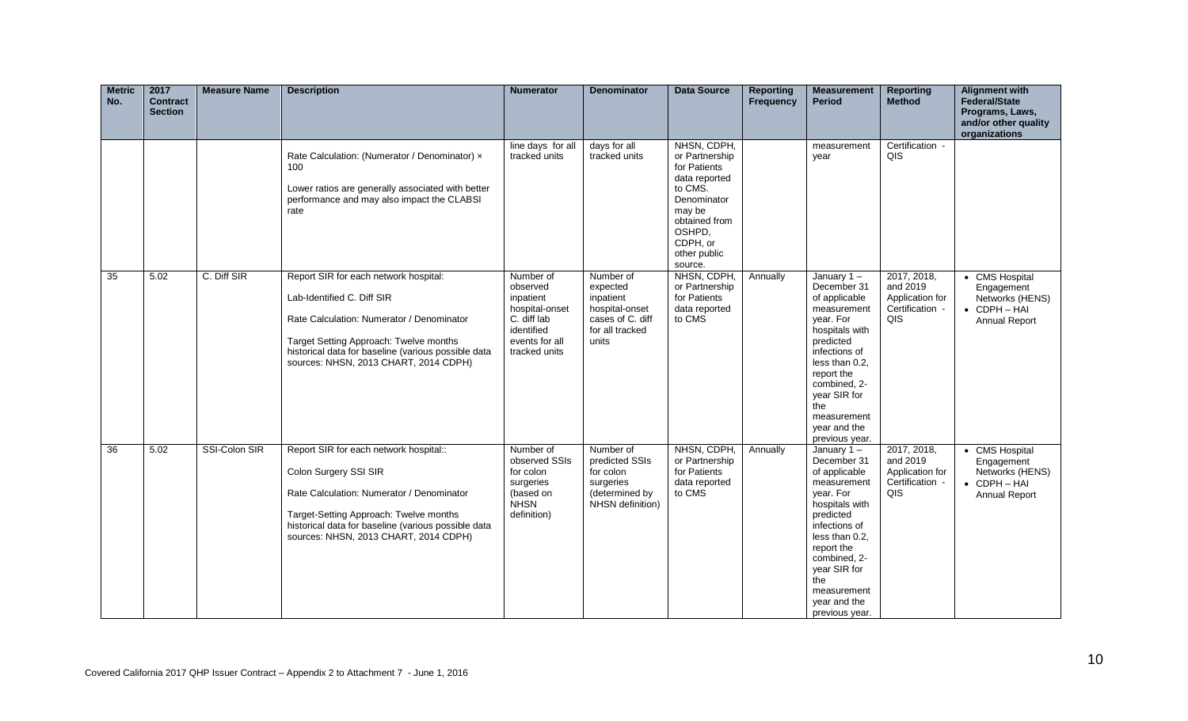| Metric No. | 2017 Contract Section | Measure Name | Description | Numerator | Denominator | Data Source | Reporting Frequency | Measurement Period | Reporting Method | Alignment with Federal/State Programs, Laws, and/or other quality organizations |
|---|---|---|---|---|---|---|---|---|---|---|
| | | | Rate Calculation: (Numerator / Denominator) × 100<br><br>Lower ratios are generally associated with better performance and may also impact the CLABSI rate | line days for all tracked units | days for all tracked units | NHSN, CDPH, or Partnership for Patients data reported to CMS. Denominator may be obtained from OSHPD, CDPH, or other public source. | | measurement year | Certification - QIS | |
| 35 | 5.02 | C. Diff SIR | Report SIR for each network hospital:<br><br>Lab-Identified C. Diff SIR<br><br>Rate Calculation: Numerator / Denominator<br><br>Target Setting Approach: Twelve months historical data for baseline (various possible data sources: NHSN, 2013 CHART, 2014 CDPH) | Number of observed inpatient hospital-onset C. diff lab identified events for all tracked units | Number of expected inpatient hospital-onset cases of C. diff for all tracked units | NHSN, CDPH, or Partnership for Patients data reported to CMS | Annually | January 1 – December 31 of applicable measurement year. For hospitals with predicted infections of less than 0.2, report the combined, 2-year SIR for the measurement year and the previous year. | 2017, 2018, and 2019 Application for Certification - QIS | • CMS Hospital Engagement Networks (HENS)<br>• CDPH – HAI Annual Report |
| 36 | 5.02 | SSI-Colon SIR | Report SIR for each network hospital::<br><br>Colon Surgery SSI SIR<br><br>Rate Calculation: Numerator / Denominator<br><br>Target-Setting Approach: Twelve months historical data for baseline (various possible data sources: NHSN, 2013 CHART, 2014 CDPH) | Number of observed SSIs for colon surgeries (based on NHSN definition) | Number of predicted SSIs for colon surgeries (determined by NHSN definition) | NHSN, CDPH, or Partnership for Patients data reported to CMS | Annually | January 1 – December 31 of applicable measurement year. For hospitals with predicted infections of less than 0.2, report the combined, 2-year SIR for the measurement year and the previous year. | 2017, 2018, and 2019 Application for Certification - QIS | • CMS Hospital Engagement Networks (HENS)<br>• CDPH – HAI Annual Report |

Covered California 2017 QHP Issuer Contract – Appendix 2 to Attachment 7 - June 1, 2016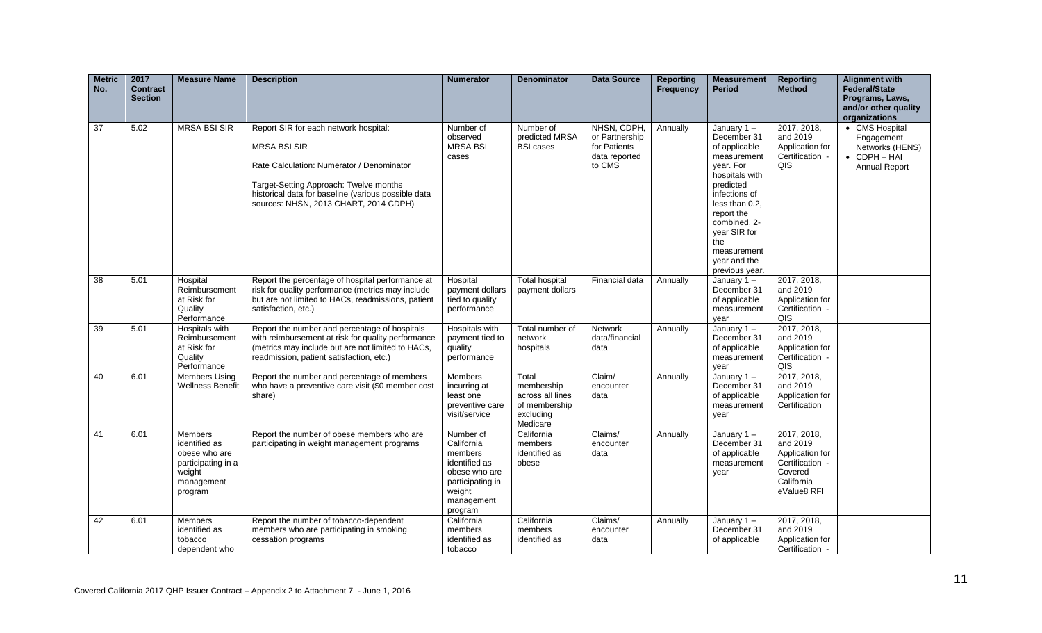| Metric No. | 2017 Contract Section | Measure Name | Description | Numerator | Denominator | Data Source | Reporting Frequency | Measurement Period | Reporting Method | Alignment with Federal/State Programs, Laws, and/or other quality organizations |
|---|---|---|---|---|---|---|---|---|---|---|
| 37 | 5.02 | MRSA BSI SIR | Report SIR for each network hospital:<br><br>MRSA BSI SIR<br><br>Rate Calculation: Numerator / Denominator<br><br>Target-Setting Approach: Twelve months historical data for baseline (various possible data sources: NHSN, 2013 CHART, 2014 CDPH) | Number of observed MRSA BSI cases | Number of predicted MRSA BSI cases | NHSN, CDPH, or Partnership for Patients data reported to CMS | Annually | January 1 – December 31 of applicable measurement year. For hospitals with predicted infections of less than 0.2, report the combined, 2-year SIR for the measurement year and the previous year. | 2017, 2018, and 2019 Application for Certification - QIS | • CMS Hospital Engagement Networks (HENS)<br>• CDPH – HAI Annual Report |
| 38 | 5.01 | Hospital Reimbursement at Risk for Quality Performance | Report the percentage of hospital performance at risk for quality performance (metrics may include but are not limited to HACs, readmissions, patient satisfaction, etc.) | Hospital payment dollars tied to quality performance | Total hospital payment dollars | Financial data | Annually | January 1 – December 31 of applicable measurement year | 2017, 2018, and 2019 Application for Certification - QIS | |
| 39 | 5.01 | Hospitals with Reimbursement at Risk for Quality Performance | Report the number and percentage of hospitals with reimbursement at risk for quality performance (metrics may include but are not limited to HACs, readmission, patient satisfaction, etc.) | Hospitals with payment tied to quality performance | Total number of network hospitals | Network data/financial data | Annually | January 1 – December 31 of applicable measurement year | 2017, 2018, and 2019 Application for Certification - QIS | |
| 40 | 6.01 | Members Using Wellness Benefit | Report the number and percentage of members who have a preventive care visit ($0 member cost share) | Members incurring at least one preventive care visit/service | Total membership across all lines of membership excluding Medicare | Claim/ encounter data | Annually | January 1 – December 31 of applicable measurement year | 2017, 2018, and 2019 Application for Certification | |
| 41 | 6.01 | Members identified as obese who are participating in a weight management program | Report the number of obese members who are participating in weight management programs | Number of California members identified as obese who are participating in weight management program | California members identified as obese | Claims/ encounter data | Annually | January 1 – December 31 of applicable measurement year | 2017, 2018, and 2019 Application for Certification - Covered California eValue8 RFI | |
| 42 | 6.01 | Members identified as tobacco dependent who | Report the number of tobacco-dependent members who are participating in smoking cessation programs | California members identified as tobacco | California members identified as | Claims/ encounter data | Annually | January 1 – December 31 of applicable | 2017, 2018, and 2019 Application for Certification - | |

Covered California 2017 QHP Issuer Contract – Appendix 2 to Attachment 7 - June 1, 2016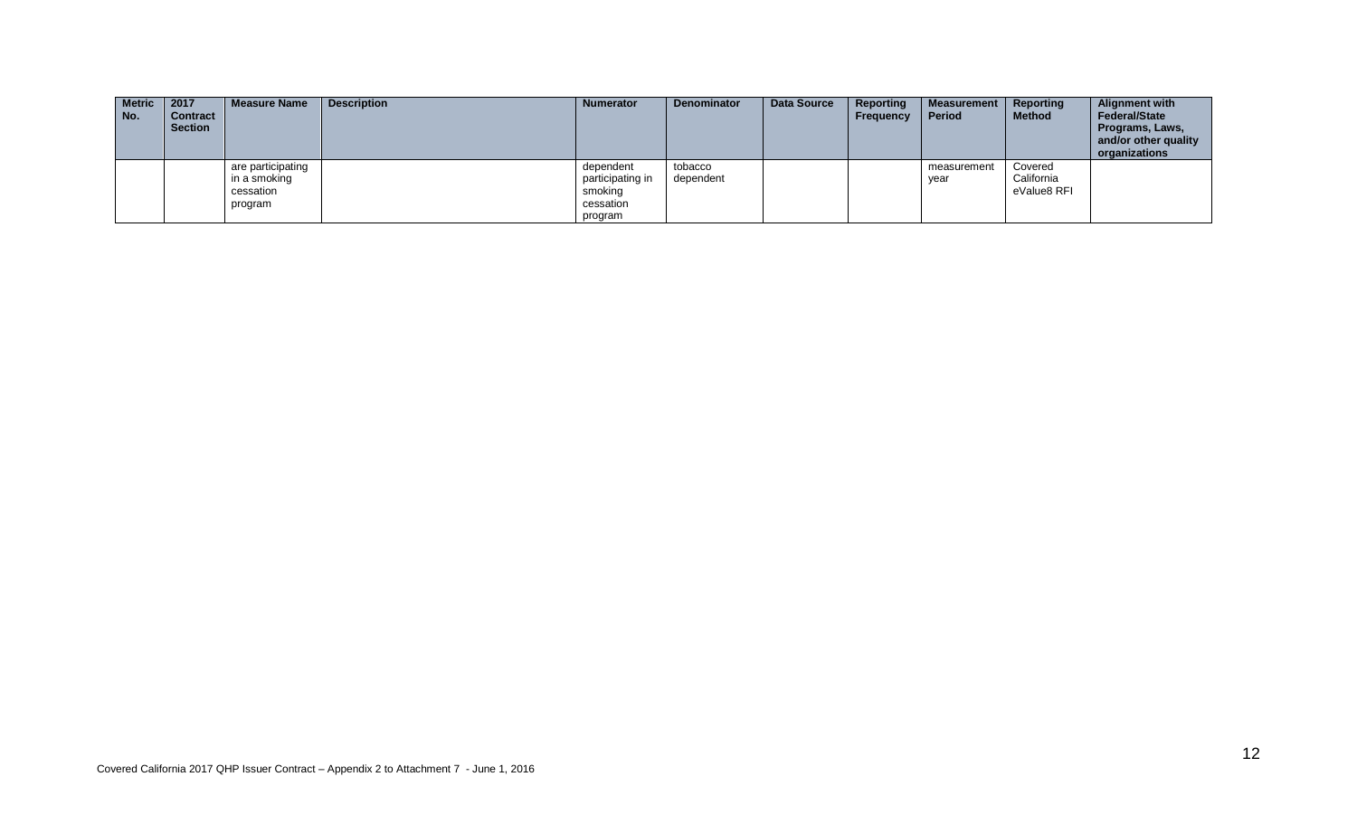| Metric No. | 2017 Contract Section | Measure Name | Description | Numerator | Denominator | Data Source | Reporting Frequency | Measurement Period | Reporting Method | Alignment with Federal/State Programs, Laws, and/or other quality organizations |
|---|---|---|---|---|---|---|---|---|---|---|
| | | are participating in a smoking cessation program | | dependent participating in smoking cessation program | tobacco dependent | | | measurement year | Covered California eValue8 RFI | |

Covered California 2017 QHP Issuer Contract – Appendix 2 to Attachment 7 - June 1, 2016